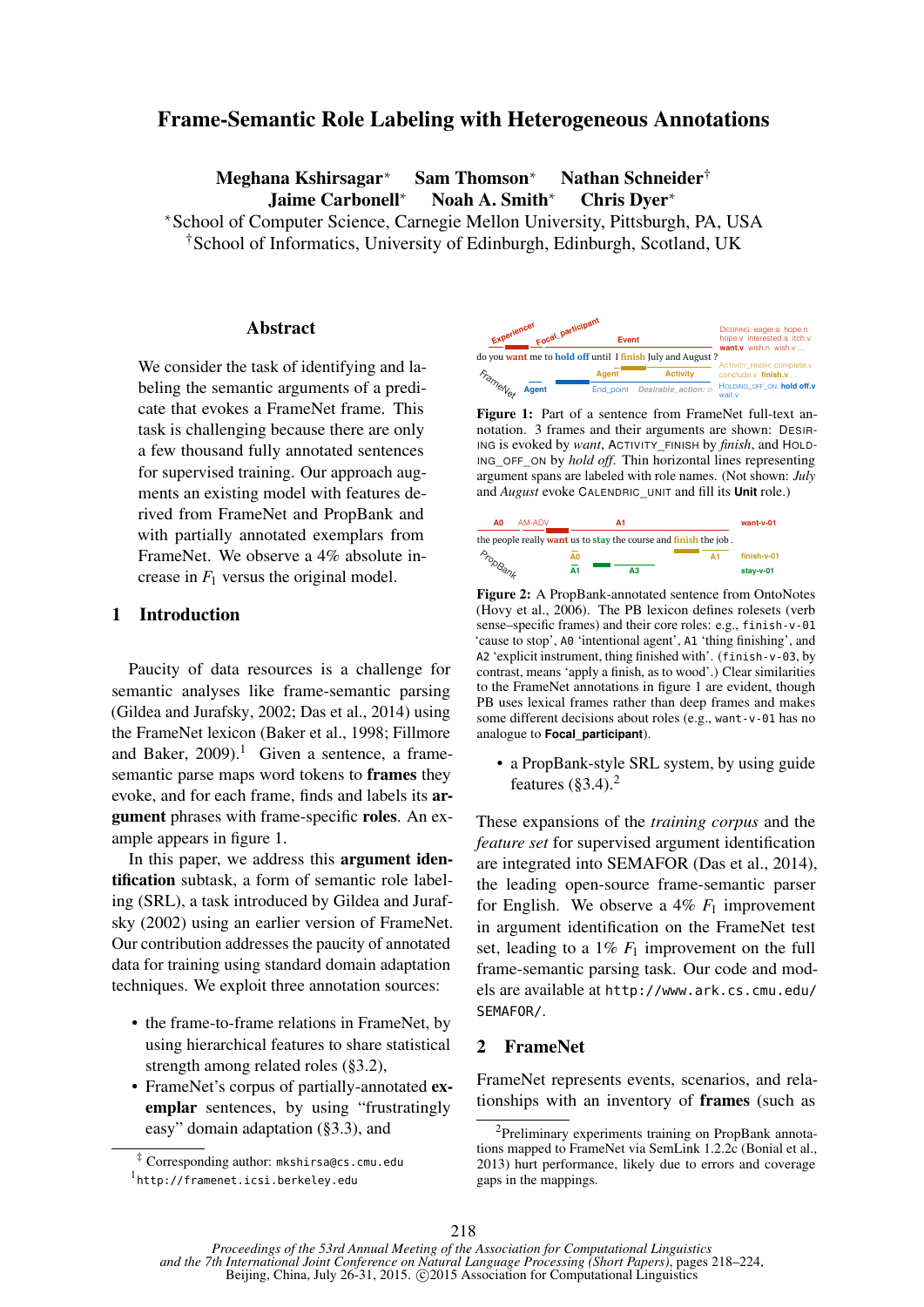# Frame-Semantic Role Labeling with Heterogeneous Annotations

**Meghana Kshirsagar*** **Sam Thomson*** **Nathan Schneider†**
**Jaime Carbonell*** **Noah A. Smith*** **Chris Dyer***

*School of Computer Science, Carnegie Mellon University, Pittsburgh, PA, USA
†School of Informatics, University of Edinburgh, Edinburgh, Scotland, UK

## Abstract

We consider the task of identifying and labeling the semantic arguments of a predicate that evokes a FrameNet frame. This task is challenging because there are only a few thousand fully annotated sentences for supervised training. Our approach augments an existing model with features derived from FrameNet and PropBank and with partially annotated exemplars from FrameNet. We observe a 4% absolute increase in $F_1$ versus the original model.

## 1 Introduction

Paucity of data resources is a challenge for semantic analyses like frame-semantic parsing (Gildea and Jurafsky, 2002; Das et al., 2014) using the FrameNet lexicon (Baker et al., 1998; Fillmore and Baker, 2009).[1] Given a sentence, a frame-semantic parse maps word tokens to **frames** they evoke, and for each frame, finds and labels its **argument** phrases with frame-specific **roles**. An example appears in figure 1.

In this paper, we address this **argument identification** subtask, a form of semantic role labeling (SRL), a task introduced by Gildea and Jurafsky (2002) using an earlier version of FrameNet. Our contribution addresses the paucity of annotated data for training using standard domain adaptation techniques. We exploit three annotation sources:

- the frame-to-frame relations in FrameNet, by using hierarchical features to share statistical strength among related roles (§3.2),
- FrameNet's corpus of partially-annotated **exemplar** sentences, by using "frustratingly easy" domain adaptation (§3.3), and
- a PropBank-style SRL system, by using guide features (§3.4).[2]

**Figure 1:** Part of a sentence from FrameNet full-text annotation. 3 frames and their arguments are shown: DESIRING is evoked by *want*, ACTIVITY_FINISH by *finish*, and HOLDING_OFF_ON by *hold off*. Thin horizontal lines representing argument spans are labeled with role names. (Not shown: *July* and *August* evoke CALENDRIC_UNIT and fill its **Unit** role.)

**Figure 2:** A PropBank-annotated sentence from OntoNotes (Hovy et al., 2006). The PB lexicon defines rolesets (verb sense–specific frames) and their core roles: e.g., `finish-v-01` 'cause to stop', `A0` 'intentional agent', `A1` 'thing finishing', and `A2` 'explicit instrument, thing finished with'. (`finish-v-03`, by contrast, means 'apply a finish, as to wood'.) Clear similarities to the FrameNet annotations in figure 1 are evident, though PB uses lexical frames rather than deep frames and makes some different decisions about roles (e.g., `want-v-01` has no analogue to **Focal_participant**).

These expansions of the *training corpus* and the *feature set* for supervised argument identification are integrated into SEMAFOR (Das et al., 2014), the leading open-source frame-semantic parser for English. We observe a 4% $F_1$ improvement in argument identification on the FrameNet test set, leading to a 1% $F_1$ improvement on the full frame-semantic parsing task. Our code and models are available at `http://www.ark.cs.cmu.edu/SEMAFOR/`.

## 2 FrameNet

FrameNet represents events, scenarios, and relationships with an inventory of **frames** (such as

---

‡ Corresponding author: `mkshirsa@cs.cmu.edu`

[1] `http://framenet.icsi.berkeley.edu`

[2] Preliminary experiments training on PropBank annotations mapped to FrameNet via SemLink 1.2.2c (Bonial et al., 2013) hurt performance, likely due to errors and coverage gaps in the mappings.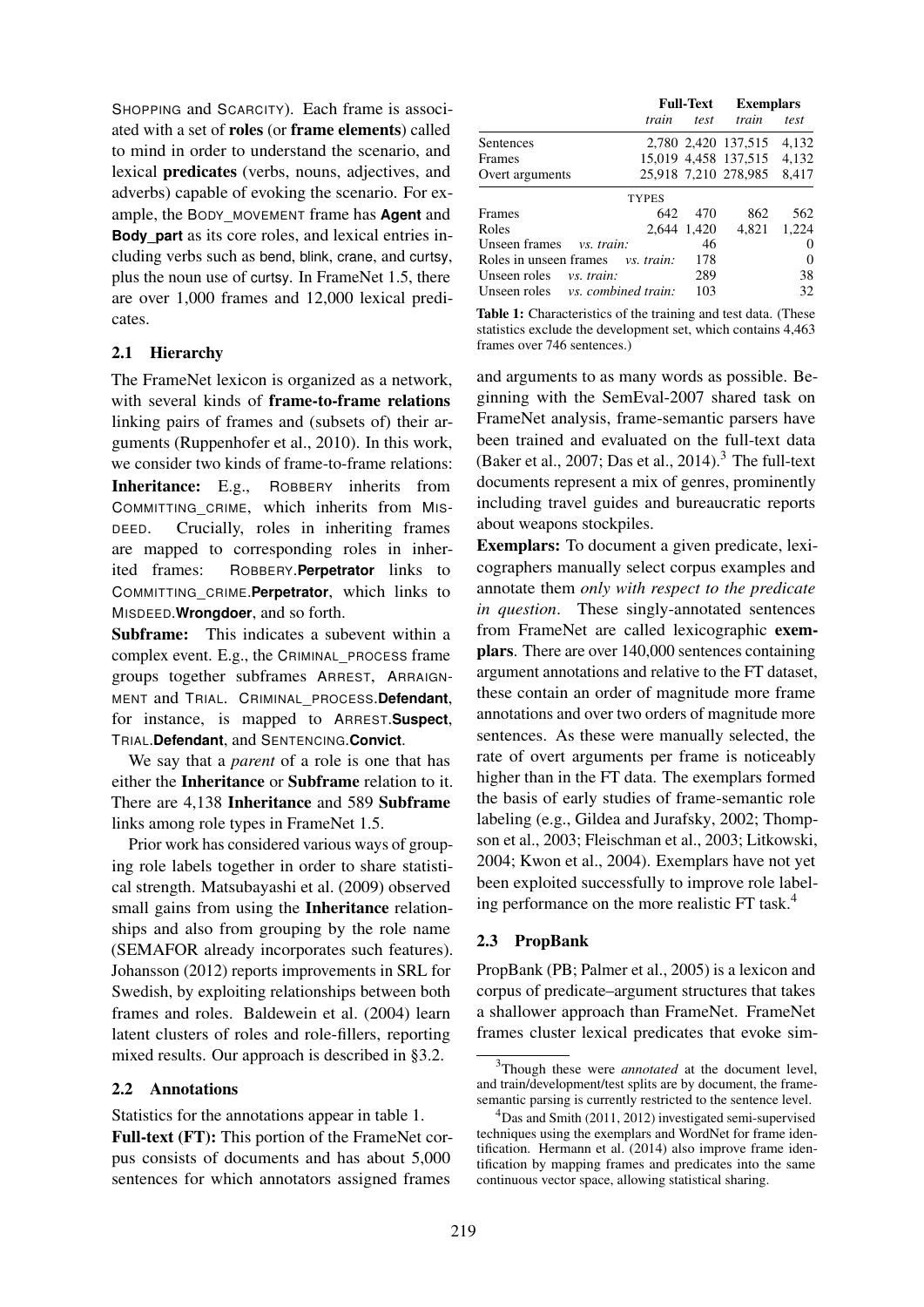SHOPPING and SCARCITY). Each frame is associated with a set of **roles** (or **frame elements**) called to mind in order to understand the scenario, and lexical **predicates** (verbs, nouns, adjectives, and adverbs) capable of evoking the scenario. For example, the BODY_MOVEMENT frame has **Agent** and **Body_part** as its core roles, and lexical entries including verbs such as bend, blink, crane, and curtsy, plus the noun use of curtsy. In FrameNet 1.5, there are over 1,000 frames and 12,000 lexical predicates.

### 2.1 Hierarchy

The FrameNet lexicon is organized as a network, with several kinds of **frame-to-frame relations** linking pairs of frames and (subsets of) their arguments (Ruppenhofer et al., 2010). In this work, we consider two kinds of frame-to-frame relations:

**Inheritance:** E.g., ROBBERY inherits from COMMITTING_CRIME, which inherits from MISDEED. Crucially, roles in inheriting frames are mapped to corresponding roles in inherited frames: ROBBERY.**Perpetrator** links to COMMITTING_CRIME.**Perpetrator**, which links to MISDEED.**Wrongdoer**, and so forth.

**Subframe:** This indicates a subevent within a complex event. E.g., the CRIMINAL_PROCESS frame groups together subframes ARREST, ARRAIGNMENT and TRIAL. CRIMINAL_PROCESS.**Defendant**, for instance, is mapped to ARREST.**Suspect**, TRIAL.**Defendant**, and SENTENCING.**Convict**.

We say that a *parent* of a role is one that has either the **Inheritance** or **Subframe** relation to it. There are 4,138 **Inheritance** and 589 **Subframe** links among role types in FrameNet 1.5.

Prior work has considered various ways of grouping role labels together in order to share statistical strength. Matsubayashi et al. (2009) observed small gains from using the **Inheritance** relationships and also from grouping by the role name (SEMAFOR already incorporates such features). Johansson (2012) reports improvements in SRL for Swedish, by exploiting relationships between both frames and roles. Baldewein et al. (2004) learn latent clusters of roles and role-fillers, reporting mixed results. Our approach is described in §3.2.

### 2.2 Annotations

Statistics for the annotations appear in table 1.

**Full-text (FT):** This portion of the FrameNet corpus consists of documents and has about 5,000 sentences for which annotators assigned frames and arguments to as many words as possible. Beginning with the SemEval-2007 shared task on FrameNet analysis, frame-semantic parsers have been trained and evaluated on the full-text data (Baker et al., 2007; Das et al., 2014).[3] The full-text documents represent a mix of genres, prominently including travel guides and bureaucratic reports about weapons stockpiles.

| | Full-Text | | Exemplars | |
|---|---|---|---|---|
| | *train* | *test* | *train* | *test* |
| Sentences | 2,780 | 2,420 | 137,515 | 4,132 |
| Frames | 15,019 | 4,458 | 137,515 | 4,132 |
| Overt arguments | 25,918 | 7,210 | 278,985 | 8,417 |
| TYPES | | | | |
| Frames | 642 | 470 | 862 | 562 |
| Roles | 2,644 | 1,420 | 4,821 | 1,224 |
| Unseen frames *vs. train:* | | 46 | | 0 |
| Roles in unseen frames *vs. train:* | | 178 | | 0 |
| Unseen roles *vs. train:* | | 289 | | 38 |
| Unseen roles *vs. combined train:* | | 103 | | 32 |

**Table 1:** Characteristics of the training and test data. (These statistics exclude the development set, which contains 4,463 frames over 746 sentences.)

**Exemplars:** To document a given predicate, lexicographers manually select corpus examples and annotate them *only with respect to the predicate in question*. These singly-annotated sentences from FrameNet are called lexicographic **exemplars**. There are over 140,000 sentences containing argument annotations and relative to the FT dataset, these contain an order of magnitude more frame annotations and over two orders of magnitude more sentences. As these were manually selected, the rate of overt arguments per frame is noticeably higher than in the FT data. The exemplars formed the basis of early studies of frame-semantic role labeling (e.g., Gildea and Jurafsky, 2002; Thompson et al., 2003; Fleischman et al., 2003; Litkowski, 2004; Kwon et al., 2004). Exemplars have not yet been exploited successfully to improve role labeling performance on the more realistic FT task.[4]

### 2.3 PropBank

PropBank (PB; Palmer et al., 2005) is a lexicon and corpus of predicate–argument structures that takes a shallower approach than FrameNet. FrameNet frames cluster lexical predicates that evoke sim-

[3] Though these were *annotated* at the document level, and train/development/test splits are by document, the frame-semantic parsing is currently restricted to the sentence level.

[4] Das and Smith (2011, 2012) investigated semi-supervised techniques using the exemplars and WordNet for frame identification. Hermann et al. (2014) also improve frame identification by mapping frames and predicates into the same continuous vector space, allowing statistical sharing.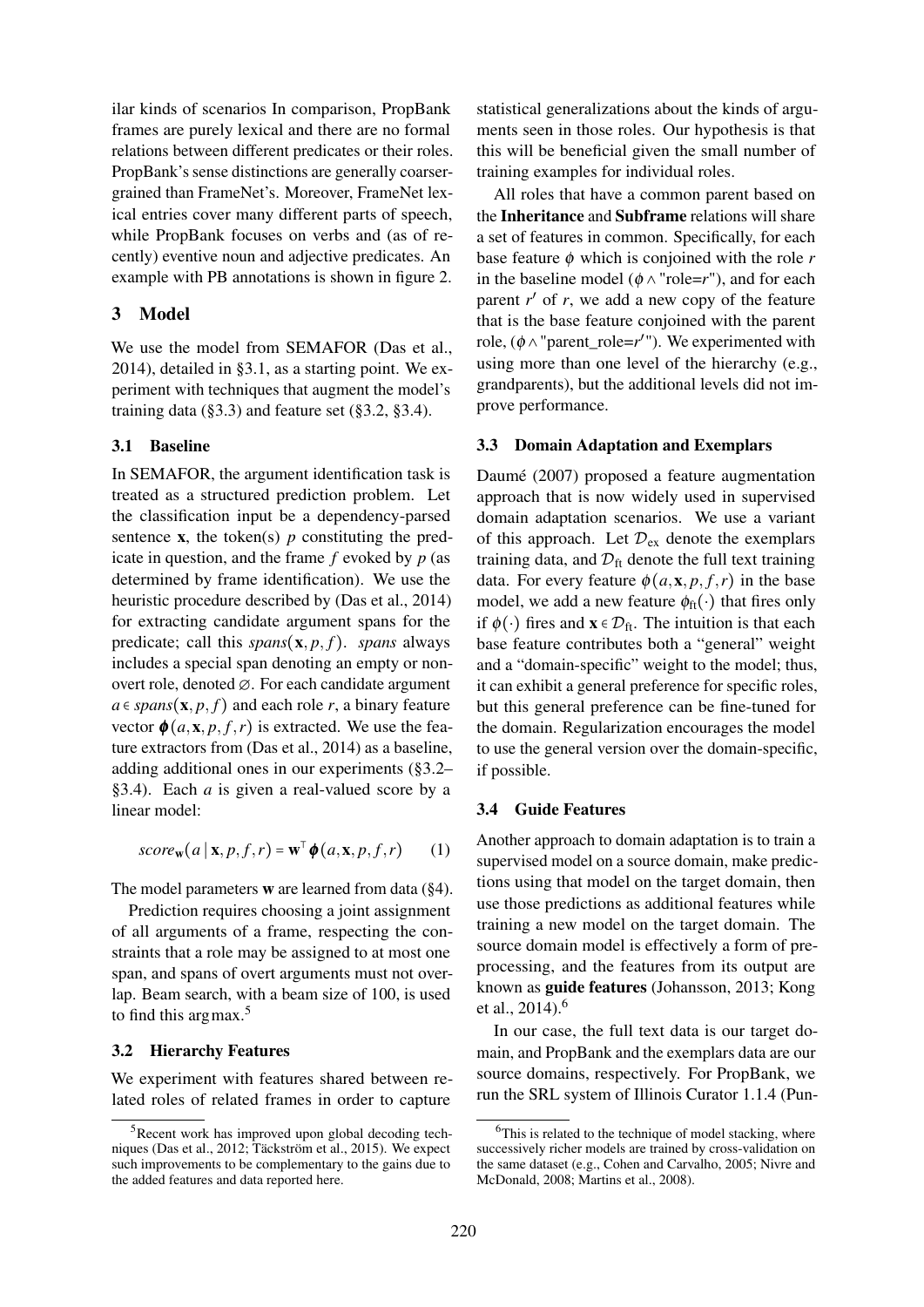ilar kinds of scenarios In comparison, PropBank frames are purely lexical and there are no formal relations between different predicates or their roles. PropBank's sense distinctions are generally coarser-grained than FrameNet's. Moreover, FrameNet lexical entries cover many different parts of speech, while PropBank focuses on verbs and (as of recently) eventive noun and adjective predicates. An example with PB annotations is shown in figure 2.

## 3 Model

We use the model from SEMAFOR (Das et al., 2014), detailed in §3.1, as a starting point. We experiment with techniques that augment the model's training data (§3.3) and feature set (§3.2, §3.4).

### 3.1 Baseline

In SEMAFOR, the argument identification task is treated as a structured prediction problem. Let the classification input be a dependency-parsed sentence $\mathbf{x}$, the token(s) $p$ constituting the predicate in question, and the frame $f$ evoked by $p$ (as determined by frame identification). We use the heuristic procedure described by (Das et al., 2014) for extracting candidate argument spans for the predicate; call this $spans(\mathbf{x}, p, f)$. *spans* always includes a special span denoting an empty or non-overt role, denoted $\varnothing$. For each candidate argument $a \in spans(\mathbf{x}, p, f)$ and each role $r$, a binary feature vector $\boldsymbol{\phi}(a, \mathbf{x}, p, f, r)$ is extracted. We use the feature extractors from (Das et al., 2014) as a baseline, adding additional ones in our experiments (§3.2–§3.4). Each $a$ is given a real-valued score by a linear model:

$$score_{\mathbf{w}}(a \mid \mathbf{x}, p, f, r) = \mathbf{w}^{\top} \boldsymbol{\phi}(a, \mathbf{x}, p, f, r) \qquad (1)$$

The model parameters $\mathbf{w}$ are learned from data (§4).

Prediction requires choosing a joint assignment of all arguments of a frame, respecting the constraints that a role may be assigned to at most one span, and spans of overt arguments must not overlap. Beam search, with a beam size of 100, is used to find this argmax.[5]

### 3.2 Hierarchy Features

We experiment with features shared between related roles of related frames in order to capture statistical generalizations about the kinds of arguments seen in those roles. Our hypothesis is that this will be beneficial given the small number of training examples for individual roles.

All roles that have a common parent based on the **Inheritance** and **Subframe** relations will share a set of features in common. Specifically, for each base feature $\phi$ which is conjoined with the role $r$ in the baseline model ($\phi \wedge$ "role=$r$"), and for each parent $r'$ of $r$, we add a new copy of the feature that is the base feature conjoined with the parent role, ($\phi \wedge$ "parent_role=$r'$"). We experimented with using more than one level of the hierarchy (e.g., grandparents), but the additional levels did not improve performance.

### 3.3 Domain Adaptation and Exemplars

Daumé (2007) proposed a feature augmentation approach that is now widely used in supervised domain adaptation scenarios. We use a variant of this approach. Let $\mathcal{D}_{\text{ex}}$ denote the exemplars training data, and $\mathcal{D}_{\text{ft}}$ denote the full text training data. For every feature $\phi(a, \mathbf{x}, p, f, r)$ in the base model, we add a new feature $\phi_{\text{ft}}(\cdot)$ that fires only if $\phi(\cdot)$ fires and $\mathbf{x} \in \mathcal{D}_{\text{ft}}$. The intuition is that each base feature contributes both a "general" weight and a "domain-specific" weight to the model; thus, it can exhibit a general preference for specific roles, but this general preference can be fine-tuned for the domain. Regularization encourages the model to use the general version over the domain-specific, if possible.

### 3.4 Guide Features

Another approach to domain adaptation is to train a supervised model on a source domain, make predictions using that model on the target domain, then use those predictions as additional features while training a new model on the target domain. The source domain model is effectively a form of preprocessing, and the features from its output are known as **guide features** (Johansson, 2013; Kong et al., 2014).[6]

In our case, the full text data is our target domain, and PropBank and the exemplars data are our source domains, respectively. For PropBank, we run the SRL system of Illinois Curator 1.1.4 (Pun-

[5] Recent work has improved upon global decoding techniques (Das et al., 2012; Täckström et al., 2015). We expect such improvements to be complementary to the gains due to the added features and data reported here.

[6] This is related to the technique of model stacking, where successively richer models are trained by cross-validation on the same dataset (e.g., Cohen and Carvalho, 2005; Nivre and McDonald, 2008; Martins et al., 2008).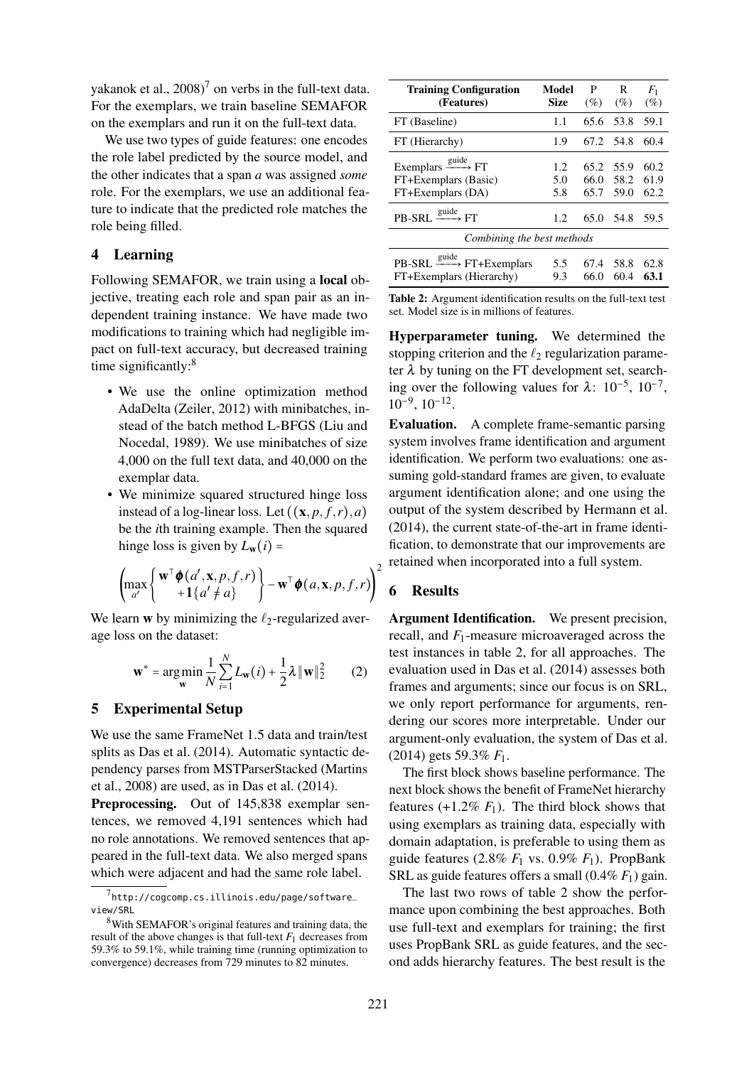yakanok et al., 2008)[7] on verbs in the full-text data. For the exemplars, we train baseline SEMAFOR on the exemplars and run it on the full-text data.

We use two types of guide features: one encodes the role label predicted by the source model, and the other indicates that a span $a$ was assigned *some* role. For the exemplars, we use an additional feature to indicate that the predicted role matches the role being filled.

## 4 Learning

Following SEMAFOR, we train using a **local** objective, treating each role and span pair as an independent training instance. We have made two modifications to training which had negligible impact on full-text accuracy, but decreased training time significantly:[8]

- We use the online optimization method AdaDelta (Zeiler, 2012) with minibatches, instead of the batch method L-BFGS (Liu and Nocedal, 1989). We use minibatches of size 4,000 on the full text data, and 40,000 on the exemplar data.
- We minimize squared structured hinge loss instead of a log-linear loss. Let $((\mathbf{x}, p, f, r), a)$ be the $i$th training example. Then the squared hinge loss is given by $L_{\mathbf{w}}(i) =$

$$\left( \max_{a'} \left\{ \begin{array}{c} \mathbf{w}^\top \boldsymbol{\phi}(a', \mathbf{x}, p, f, r) \\ + \mathbf{1}\{a' \neq a\} \end{array} \right\} - \mathbf{w}^\top \boldsymbol{\phi}(a, \mathbf{x}, p, f, r) \right)^2$$

We learn $\mathbf{w}$ by minimizing the $\ell_2$-regularized average loss on the dataset:

$$\mathbf{w}^* = \arg\min_{\mathbf{w}} \frac{1}{N} \sum_{i=1}^{N} L_{\mathbf{w}}(i) + \frac{1}{2} \lambda \|\mathbf{w}\|_2^2 \qquad (2)$$

## 5 Experimental Setup

We use the same FrameNet 1.5 data and train/test splits as Das et al. (2014). Automatic syntactic dependency parses from MSTParserStacked (Martins et al., 2008) are used, as in Das et al. (2014).

**Preprocessing.** Out of 145,838 exemplar sentences, we removed 4,191 sentences which had no role annotations. We removed sentences that appeared in the full-text data. We also merged spans which were adjacent and had the same role label.

[7] http://cogcomp.cs.illinois.edu/page/software_view/SRL

[8] With SEMAFOR's original features and training data, the result of the above changes is that full-text $F_1$ decreases from 59.3% to 59.1%, while training time (running optimization to convergence) decreases from 729 minutes to 82 minutes.

| Training Configuration (Features) | Model Size | P (%) | R (%) | $F_1$ (%) |
|---|---|---|---|---|
| FT (Baseline) | 1.1 | 65.6 | 53.8 | 59.1 |
| FT (Hierarchy) | 1.9 | 67.2 | 54.8 | 60.4 |
| Exemplars $\xrightarrow{\text{guide}}$ FT | 1.2 | 65.2 | 55.9 | 60.2 |
| FT+Exemplars (Basic) | 5.0 | 66.0 | 58.2 | 61.9 |
| FT+Exemplars (DA) | 5.8 | 65.7 | 59.0 | 62.2 |
| PB-SRL $\xrightarrow{\text{guide}}$ FT | 1.2 | 65.0 | 54.8 | 59.5 |
| *Combining the best methods* | | | | |
| PB-SRL $\xrightarrow{\text{guide}}$ FT+Exemplars | 5.5 | 67.4 | 58.8 | 62.8 |
| FT+Exemplars (Hierarchy) | 9.3 | 66.0 | 60.4 | **63.1** |

Table 2: Argument identification results on the full-text test set. Model size is in millions of features.

**Hyperparameter tuning.** We determined the stopping criterion and the $\ell_2$ regularization parameter $\lambda$ by tuning on the FT development set, searching over the following values for $\lambda$: $10^{-5}$, $10^{-7}$, $10^{-9}$, $10^{-12}$.

**Evaluation.** A complete frame-semantic parsing system involves frame identification and argument identification. We perform two evaluations: one assuming gold-standard frames are given, to evaluate argument identification alone; and one using the output of the system described by Hermann et al. (2014), the current state-of-the-art in frame identification, to demonstrate that our improvements are retained when incorporated into a full system.

## 6 Results

**Argument Identification.** We present precision, recall, and $F_1$-measure microaveraged across the test instances in table 2, for all approaches. The evaluation used in Das et al. (2014) assesses both frames and arguments; since our focus is on SRL, we only report performance for arguments, rendering our scores more interpretable. Under our argument-only evaluation, the system of Das et al. (2014) gets 59.3% $F_1$.

The first block shows baseline performance. The next block shows the benefit of FrameNet hierarchy features (+1.2% $F_1$). The third block shows that using exemplars as training data, especially with domain adaptation, is preferable to using them as guide features (2.8% $F_1$ vs. 0.9% $F_1$). PropBank SRL as guide features offers a small (0.4% $F_1$) gain.

The last two rows of table 2 show the performance upon combining the best approaches. Both use full-text and exemplars for training; the first uses PropBank SRL as guide features, and the second adds hierarchy features. The best result is the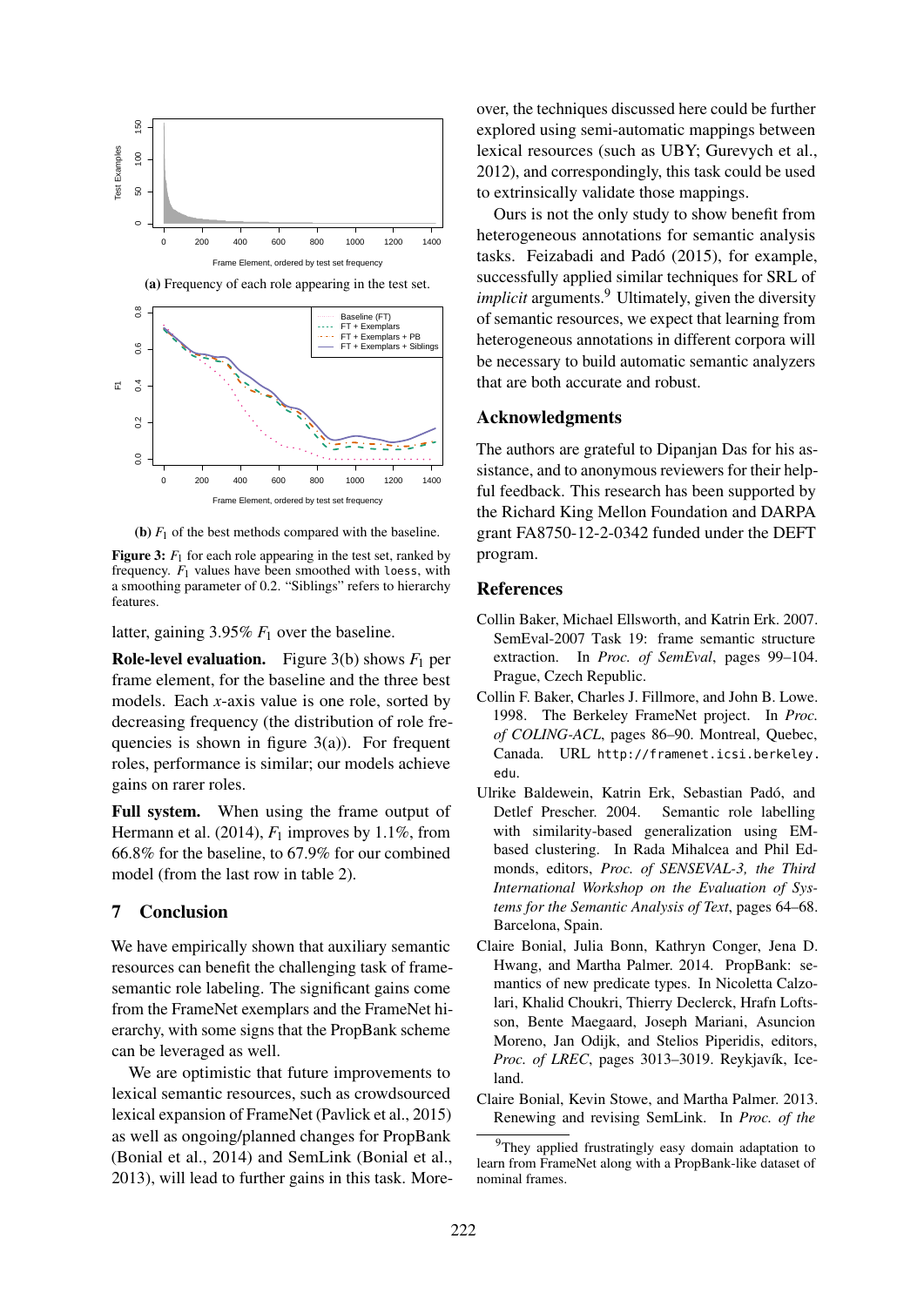(a) Frequency of each role appearing in the test set.

(b) $F_1$ of the best methods compared with the baseline.

**Figure 3:** $F_1$ for each role appearing in the test set, ranked by frequency. $F_1$ values have been smoothed with `loess`, with a smoothing parameter of 0.2. "Siblings" refers to hierarchy features.

latter, gaining 3.95% $F_1$ over the baseline.

**Role-level evaluation.** Figure 3(b) shows $F_1$ per frame element, for the baseline and the three best models. Each *x*-axis value is one role, sorted by decreasing frequency (the distribution of role frequencies is shown in figure 3(a)). For frequent roles, performance is similar; our models achieve gains on rarer roles.

**Full system.** When using the frame output of Hermann et al. (2014), $F_1$ improves by 1.1%, from 66.8% for the baseline, to 67.9% for our combined model (from the last row in table 2).

## 7 Conclusion

We have empirically shown that auxiliary semantic resources can benefit the challenging task of frame-semantic role labeling. The significant gains come from the FrameNet exemplars and the FrameNet hierarchy, with some signs that the PropBank scheme can be leveraged as well.

We are optimistic that future improvements to lexical semantic resources, such as crowdsourced lexical expansion of FrameNet (Pavlick et al., 2015) as well as ongoing/planned changes for PropBank (Bonial et al., 2014) and SemLink (Bonial et al., 2013), will lead to further gains in this task. Moreover, the techniques discussed here could be further explored using semi-automatic mappings between lexical resources (such as UBY; Gurevych et al., 2012), and correspondingly, this task could be used to extrinsically validate those mappings.

Ours is not the only study to show benefit from heterogeneous annotations for semantic analysis tasks. Feizabadi and Padó (2015), for example, successfully applied similar techniques for SRL of *implicit* arguments.[9] Ultimately, given the diversity of semantic resources, we expect that learning from heterogeneous annotations in different corpora will be necessary to build automatic semantic analyzers that are both accurate and robust.

## Acknowledgments

The authors are grateful to Dipanjan Das for his assistance, and to anonymous reviewers for their helpful feedback. This research has been supported by the Richard King Mellon Foundation and DARPA grant FA8750-12-2-0342 funded under the DEFT program.

## References

Collin Baker, Michael Ellsworth, and Katrin Erk. 2007. SemEval-2007 Task 19: frame semantic structure extraction. In *Proc. of SemEval*, pages 99–104. Prague, Czech Republic.

Collin F. Baker, Charles J. Fillmore, and John B. Lowe. 1998. The Berkeley FrameNet project. In *Proc. of COLING-ACL*, pages 86–90. Montreal, Quebec, Canada. URL http://framenet.icsi.berkeley.edu.

Ulrike Baldewein, Katrin Erk, Sebastian Padó, and Detlef Prescher. 2004. Semantic role labelling with similarity-based generalization using EM-based clustering. In Rada Mihalcea and Phil Edmonds, editors, *Proc. of SENSEVAL-3, the Third International Workshop on the Evaluation of Systems for the Semantic Analysis of Text*, pages 64–68. Barcelona, Spain.

Claire Bonial, Julia Bonn, Kathryn Conger, Jena D. Hwang, and Martha Palmer. 2014. PropBank: semantics of new predicate types. In Nicoletta Calzolari, Khalid Choukri, Thierry Declerck, Hrafn Loftsson, Bente Maegaard, Joseph Mariani, Asuncion Moreno, Jan Odijk, and Stelios Piperidis, editors, *Proc. of LREC*, pages 3013–3019. Reykjavík, Iceland.

Claire Bonial, Kevin Stowe, and Martha Palmer. 2013. Renewing and revising SemLink. In *Proc. of the*

[9] They applied frustratingly easy domain adaptation to learn from FrameNet along with a PropBank-like dataset of nominal frames.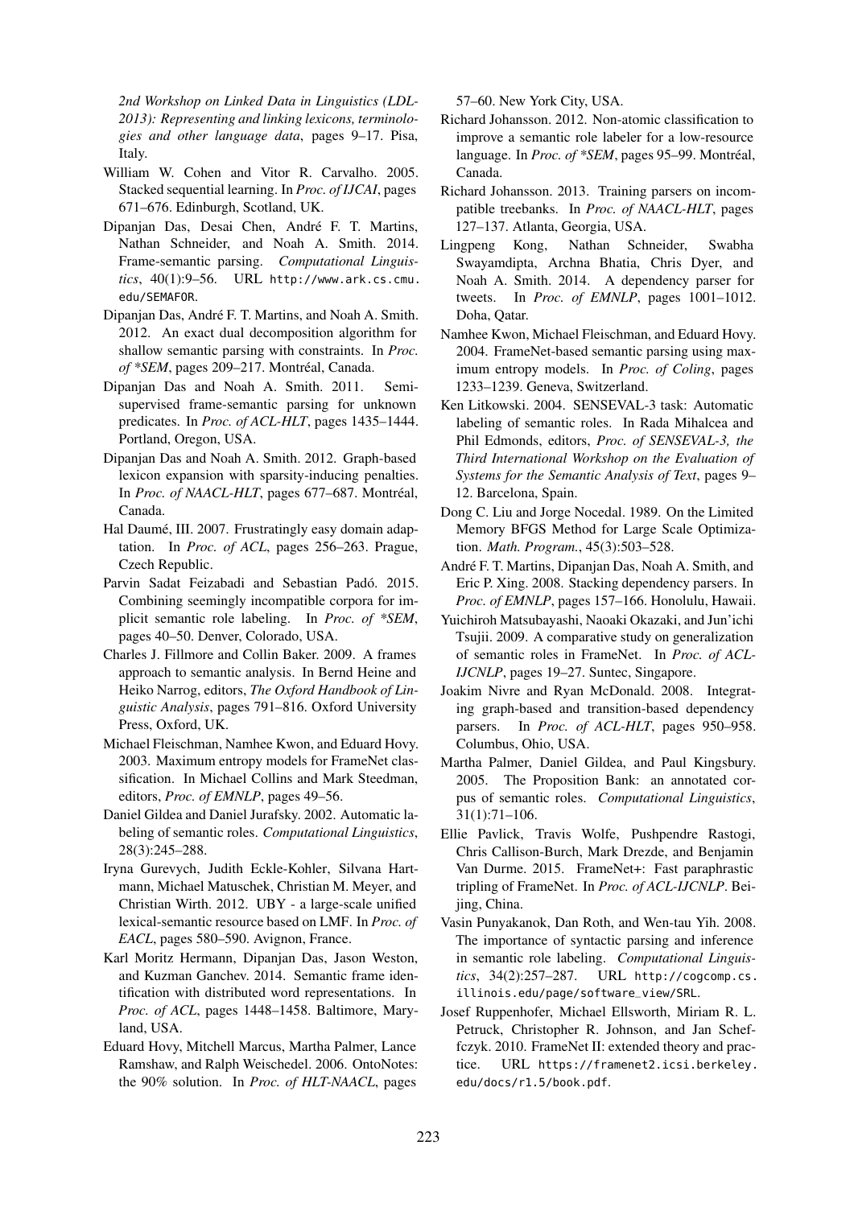*2nd Workshop on Linked Data in Linguistics (LDL-2013): Representing and linking lexicons, terminologies and other language data*, pages 9–17. Pisa, Italy.

William W. Cohen and Vitor R. Carvalho. 2005. Stacked sequential learning. In *Proc. of IJCAI*, pages 671–676. Edinburgh, Scotland, UK.

Dipanjan Das, Desai Chen, André F. T. Martins, Nathan Schneider, and Noah A. Smith. 2014. Frame-semantic parsing. *Computational Linguistics*, 40(1):9–56. URL http://www.ark.cs.cmu.edu/SEMAFOR.

Dipanjan Das, André F. T. Martins, and Noah A. Smith. 2012. An exact dual decomposition algorithm for shallow semantic parsing with constraints. In *Proc. of *SEM*, pages 209–217. Montréal, Canada.

Dipanjan Das and Noah A. Smith. 2011. Semi-supervised frame-semantic parsing for unknown predicates. In *Proc. of ACL-HLT*, pages 1435–1444. Portland, Oregon, USA.

Dipanjan Das and Noah A. Smith. 2012. Graph-based lexicon expansion with sparsity-inducing penalties. In *Proc. of NAACL-HLT*, pages 677–687. Montréal, Canada.

Hal Daumé, III. 2007. Frustratingly easy domain adaptation. In *Proc. of ACL*, pages 256–263. Prague, Czech Republic.

Parvin Sadat Feizabadi and Sebastian Padó. 2015. Combining seemingly incompatible corpora for implicit semantic role labeling. In *Proc. of *SEM*, pages 40–50. Denver, Colorado, USA.

Charles J. Fillmore and Collin Baker. 2009. A frames approach to semantic analysis. In Bernd Heine and Heiko Narrog, editors, *The Oxford Handbook of Linguistic Analysis*, pages 791–816. Oxford University Press, Oxford, UK.

Michael Fleischman, Namhee Kwon, and Eduard Hovy. 2003. Maximum entropy models for FrameNet classification. In Michael Collins and Mark Steedman, editors, *Proc. of EMNLP*, pages 49–56.

Daniel Gildea and Daniel Jurafsky. 2002. Automatic labeling of semantic roles. *Computational Linguistics*, 28(3):245–288.

Iryna Gurevych, Judith Eckle-Kohler, Silvana Hartmann, Michael Matuschek, Christian M. Meyer, and Christian Wirth. 2012. UBY - a large-scale unified lexical-semantic resource based on LMF. In *Proc. of EACL*, pages 580–590. Avignon, France.

Karl Moritz Hermann, Dipanjan Das, Jason Weston, and Kuzman Ganchev. 2014. Semantic frame identification with distributed word representations. In *Proc. of ACL*, pages 1448–1458. Baltimore, Maryland, USA.

Eduard Hovy, Mitchell Marcus, Martha Palmer, Lance Ramshaw, and Ralph Weischedel. 2006. OntoNotes: the 90% solution. In *Proc. of HLT-NAACL*, pages 57–60. New York City, USA.

Richard Johansson. 2012. Non-atomic classification to improve a semantic role labeler for a low-resource language. In *Proc. of *SEM*, pages 95–99. Montréal, Canada.

Richard Johansson. 2013. Training parsers on incompatible treebanks. In *Proc. of NAACL-HLT*, pages 127–137. Atlanta, Georgia, USA.

Lingpeng Kong, Nathan Schneider, Swabha Swayamdipta, Archna Bhatia, Chris Dyer, and Noah A. Smith. 2014. A dependency parser for tweets. In *Proc. of EMNLP*, pages 1001–1012. Doha, Qatar.

Namhee Kwon, Michael Fleischman, and Eduard Hovy. 2004. FrameNet-based semantic parsing using maximum entropy models. In *Proc. of Coling*, pages 1233–1239. Geneva, Switzerland.

Ken Litkowski. 2004. SENSEVAL-3 task: Automatic labeling of semantic roles. In Rada Mihalcea and Phil Edmonds, editors, *Proc. of SENSEVAL-3, the Third International Workshop on the Evaluation of Systems for the Semantic Analysis of Text*, pages 9–12. Barcelona, Spain.

Dong C. Liu and Jorge Nocedal. 1989. On the Limited Memory BFGS Method for Large Scale Optimization. *Math. Program.*, 45(3):503–528.

André F. T. Martins, Dipanjan Das, Noah A. Smith, and Eric P. Xing. 2008. Stacking dependency parsers. In *Proc. of EMNLP*, pages 157–166. Honolulu, Hawaii.

Yuichiroh Matsubayashi, Naoaki Okazaki, and Jun'ichi Tsujii. 2009. A comparative study on generalization of semantic roles in FrameNet. In *Proc. of ACL-IJCNLP*, pages 19–27. Suntec, Singapore.

Joakim Nivre and Ryan McDonald. 2008. Integrating graph-based and transition-based dependency parsers. In *Proc. of ACL-HLT*, pages 950–958. Columbus, Ohio, USA.

Martha Palmer, Daniel Gildea, and Paul Kingsbury. 2005. The Proposition Bank: an annotated corpus of semantic roles. *Computational Linguistics*, 31(1):71–106.

Ellie Pavlick, Travis Wolfe, Pushpendre Rastogi, Chris Callison-Burch, Mark Drezde, and Benjamin Van Durme. 2015. FrameNet+: Fast paraphrastic tripling of FrameNet. In *Proc. of ACL-IJCNLP*. Beijing, China.

Vasin Punyakanok, Dan Roth, and Wen-tau Yih. 2008. The importance of syntactic parsing and inference in semantic role labeling. *Computational Linguistics*, 34(2):257–287. URL http://cogcomp.cs.illinois.edu/page/software_view/SRL.

Josef Ruppenhofer, Michael Ellsworth, Miriam R. L. Petruck, Christopher R. Johnson, and Jan Scheffczyk. 2010. FrameNet II: extended theory and practice. URL https://framenet2.icsi.berkeley.edu/docs/r1.5/book.pdf.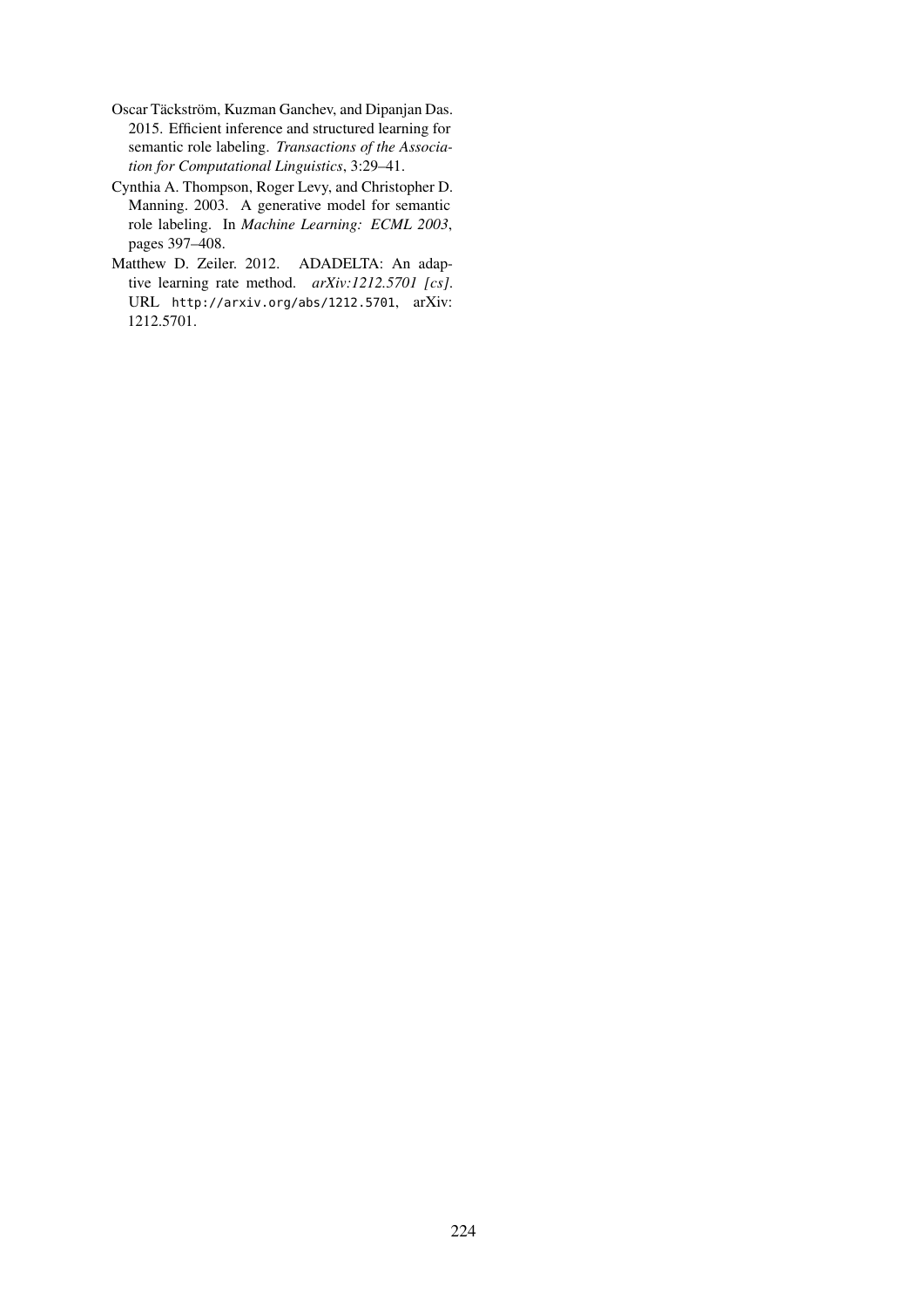Oscar Täckström, Kuzman Ganchev, and Dipanjan Das. 2015. Efficient inference and structured learning for semantic role labeling. *Transactions of the Association for Computational Linguistics*, 3:29–41.

Cynthia A. Thompson, Roger Levy, and Christopher D. Manning. 2003. A generative model for semantic role labeling. In *Machine Learning: ECML 2003*, pages 397–408.

Matthew D. Zeiler. 2012. ADADELTA: An adaptive learning rate method. *arXiv:1212.5701 [cs]*. URL `http://arxiv.org/abs/1212.5701`, arXiv: 1212.5701.